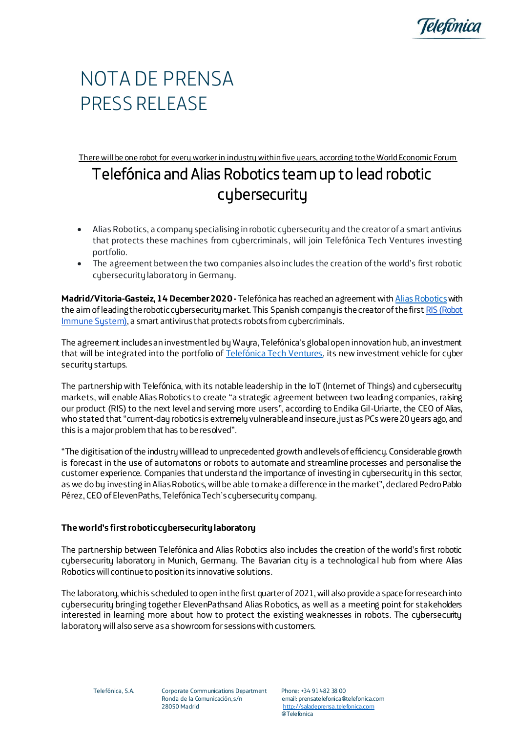# NOTA DE PRENSA
# PRESS RELEASE

There will be one robot for every worker in industry within five years, according to the World Economic Forum

## Telefónica and Alias Robotics team up to lead robotic cybersecurity

- Alias Robotics, a company specialising in robotic cybersecurity and the creator of a smart antivirus that protects these machines from cybercriminals, will join Telefónica Tech Ventures investing portfolio.
- The agreement between the two companies also includes the creation of the world's first robotic cybersecurity laboratory in Germany.

**Madrid/Vitoria-Gasteiz, 14 December 2020 -** Telefónica has reached an agreement with Alias Robotics with the aim of leading the robotic cybersecurity market. This Spanish company is the creator of the first RIS (Robot Immune System), a smart antivirus that protects robots from cybercriminals.

The agreement includes an investment led by Wayra, Telefónica's global open innovation hub, an investment that will be integrated into the portfolio of Telefónica Tech Ventures, its new investment vehicle for cyber security startups.

The partnership with Telefónica, with its notable leadership in the IoT (Internet of Things) and cybersecurity markets, will enable Alias Robotics to create "a strategic agreement between two leading companies, raising our product (RIS) to the next level and serving more users", according to Endika Gil-Uriarte, the CEO of Alias, who stated that "current-day robotics is extremely vulnerable and insecure, just as PCs were 20 years ago, and this is a major problem that has to be resolved".

"The digitisation of the industry will lead to unprecedented growth and levels of efficiency. Considerable growth is forecast in the use of automatons or robots to automate and streamline processes and personalise the customer experience. Companies that understand the importance of investing in cybersecurity in this sector, as we do by investing in Alias Robotics, will be able to make a difference in the market", declared Pedro Pablo Pérez, CEO of ElevenPaths, Telefónica Tech's cybersecurity company.

### The world's first robotic cybersecurity laboratory

The partnership between Telefónica and Alias Robotics also includes the creation of the world's first robotic cybersecurity laboratory in Munich, Germany. The Bavarian city is a technological hub from where Alias Robotics will continue to position its innovative solutions.

The laboratory, which is scheduled to open in the first quarter of 2021, will also provide a space for research into cybersecurity bringing together ElevenPathsand Alias Robotics, as well as a meeting point for stakeholders interested in learning more about how to protect the existing weaknesses in robots. The cybersecurity laboratory will also serve as a showroom for sessions with customers.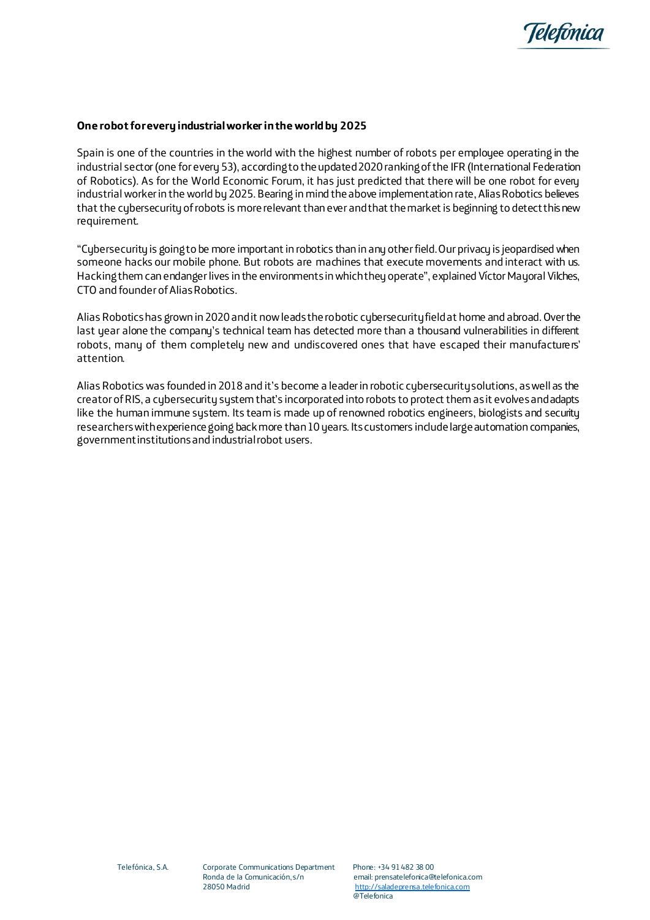**One robot for every industrial worker in the world by 2025**

Spain is one of the countries in the world with the highest number of robots per employee operating in the industrial sector (one for every 53), according to the updated 2020 ranking of the IFR (International Federation of Robotics). As for the World Economic Forum, it has just predicted that there will be one robot for every industrial worker in the world by 2025. Bearing in mind the above implementation rate, Alias Robotics believes that the cybersecurity of robots is more relevant than ever and that the market is beginning to detect this new requirement.

"Cybersecurity is going to be more important in robotics than in any other field. Our privacy is jeopardised when someone hacks our mobile phone. But robots are machines that execute movements and interact with us. Hacking them can endanger lives in the environments in which they operate", explained Víctor Mayoral Vilches, CTO and founder of Alias Robotics.

Alias Robotics has grown in 2020 and it now leads the robotic cybersecurity field at home and abroad. Over the last year alone the company's technical team has detected more than a thousand vulnerabilities in different robots, many of them completely new and undiscovered ones that have escaped their manufacturers' attention.

Alias Robotics was founded in 2018 and it's become a leader in robotic cybersecurity solutions, as well as the creator of RIS, a cybersecurity system that's incorporated into robots to protect them as it evolves and adapts like the human immune system. Its team is made up of renowned robotics engineers, biologists and security researchers with experience going back more than 10 years. Its customers include large automation companies, government institutions and industrial robot users.